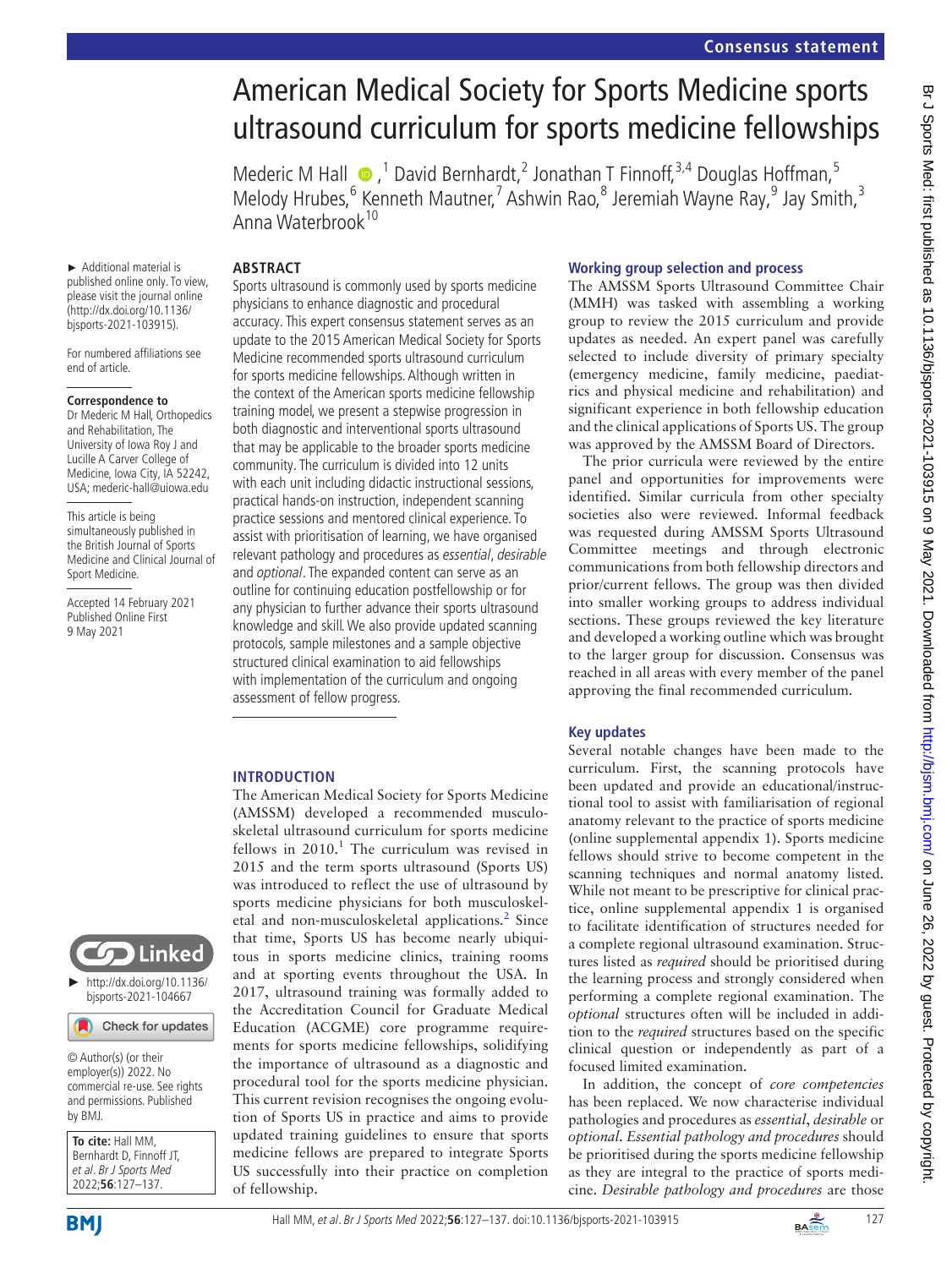# American Medical Society for Sports Medicine sports ultrasound curriculum for sports medicine fellowships

Mederic M Hall,[1] David Bernhardt,[2] Jonathan T Finnoff,[3,4] Douglas Hoffman,[5] Melody Hrubes,[6] Kenneth Mautner,[7] Ashwin Rao,[8] Jeremiah Wayne Ray,[9] Jay Smith,[3] Anna Waterbrook[10]

► Additional material is published online only. To view, please visit the journal online (http://dx.doi.org/10.1136/bjsports-2021-103915).

For numbered affiliations see end of article.

**Correspondence to**
Dr Mederic M Hall, Orthopedics and Rehabilitation, The University of Iowa Roy J and Lucille A Carver College of Medicine, Iowa City, IA 52242, USA; mederic-hall@uiowa.edu

This article is being simultaneously published in the British Journal of Sports Medicine and Clinical Journal of Sport Medicine.

Accepted 14 February 2021
Published Online First 9 May 2021

► http://dx.doi.org/10.1136/bjsports-2021-104667

© Author(s) (or their employer(s)) 2022. No commercial re-use. See rights and permissions. Published by BMJ.

**To cite:** Hall MM, Bernhardt D, Finnoff JT, *et al. Br J Sports Med* 2022;**56**:127–137.

## ABSTRACT

Sports ultrasound is commonly used by sports medicine physicians to enhance diagnostic and procedural accuracy. This expert consensus statement serves as an update to the 2015 American Medical Society for Sports Medicine recommended sports ultrasound curriculum for sports medicine fellowships. Although written in the context of the American sports medicine fellowship training model, we present a stepwise progression in both diagnostic and interventional sports ultrasound that may be applicable to the broader sports medicine community. The curriculum is divided into 12 units with each unit including didactic instructional sessions, practical hands-on instruction, independent scanning practice sessions and mentored clinical experience. To assist with prioritisation of learning, we have organised relevant pathology and procedures as *essential*, *desirable* and *optional*. The expanded content can serve as an outline for continuing education postfellowship or for any physician to further advance their sports ultrasound knowledge and skill. We also provide updated scanning protocols, sample milestones and a sample objective structured clinical examination to aid fellowships with implementation of the curriculum and ongoing assessment of fellow progress.

## INTRODUCTION

The American Medical Society for Sports Medicine (AMSSM) developed a recommended musculoskeletal ultrasound curriculum for sports medicine fellows in 2010.[1] The curriculum was revised in 2015 and the term sports ultrasound (Sports US) was introduced to reflect the use of ultrasound by sports medicine physicians for both musculoskeletal and non-musculoskeletal applications.[2] Since that time, Sports US has become nearly ubiquitous in sports medicine clinics, training rooms and at sporting events throughout the USA. In 2017, ultrasound training was formally added to the Accreditation Council for Graduate Medical Education (ACGME) core programme requirements for sports medicine fellowships, solidifying the importance of ultrasound as a diagnostic and procedural tool for the sports medicine physician. This current revision recognises the ongoing evolution of Sports US in practice and aims to provide updated training guidelines to ensure that sports medicine fellows are prepared to integrate Sports US successfully into their practice on completion of fellowship.

## Working group selection and process

The AMSSM Sports Ultrasound Committee Chair (MMH) was tasked with assembling a working group to review the 2015 curriculum and provide updates as needed. An expert panel was carefully selected to include diversity of primary specialty (emergency medicine, family medicine, paediatrics and physical medicine and rehabilitation) and significant experience in both fellowship education and the clinical applications of Sports US. The group was approved by the AMSSM Board of Directors.

The prior curricula were reviewed by the entire panel and opportunities for improvements were identified. Similar curricula from other specialty societies also were reviewed. Informal feedback was requested during AMSSM Sports Ultrasound Committee meetings and through electronic communications from both fellowship directors and prior/current fellows. The group was then divided into smaller working groups to address individual sections. These groups reviewed the key literature and developed a working outline which was brought to the larger group for discussion. Consensus was reached in all areas with every member of the panel approving the final recommended curriculum.

## Key updates

Several notable changes have been made to the curriculum. First, the scanning protocols have been updated and provide an educational/instructional tool to assist with familiarisation of regional anatomy relevant to the practice of sports medicine (online supplemental appendix 1). Sports medicine fellows should strive to become competent in the scanning techniques and normal anatomy listed. While not meant to be prescriptive for clinical practice, online supplemental appendix 1 is organised to facilitate identification of structures needed for a complete regional ultrasound examination. Structures listed as *required* should be prioritised during the learning process and strongly considered when performing a complete regional examination. The *optional* structures often will be included in addition to the *required* structures based on the specific clinical question or independently as part of a focused limited examination.

In addition, the concept of *core competencies* has been replaced. We now characterise individual pathologies and procedures as *essential*, *desirable* or *optional*. *Essential pathology and procedures* should be prioritised during the sports medicine fellowship as they are integral to the practice of sports medicine. *Desirable pathology and procedures* are those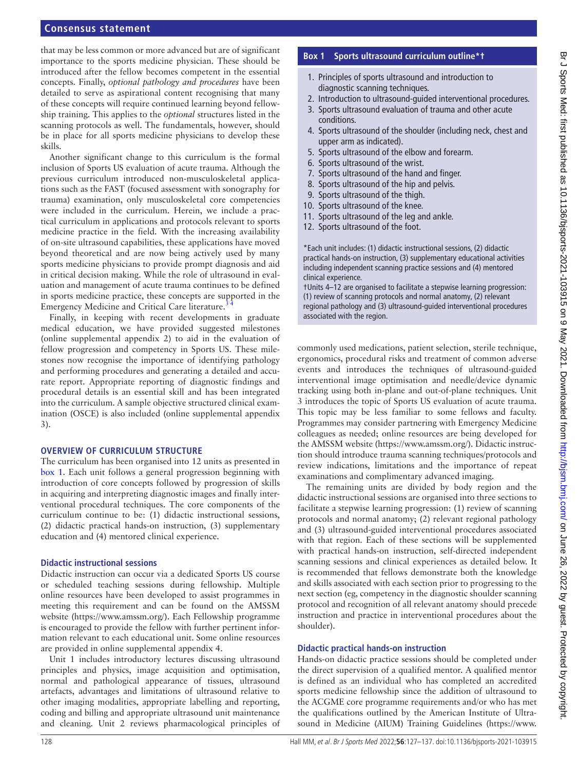that may be less common or more advanced but are of significant importance to the sports medicine physician. These should be introduced after the fellow becomes competent in the essential concepts. Finally, *optional pathology and procedures* have been detailed to serve as aspirational content recognising that many of these concepts will require continued learning beyond fellowship training. This applies to the *optional* structures listed in the scanning protocols as well. The fundamentals, however, should be in place for all sports medicine physicians to develop these skills.

Another significant change to this curriculum is the formal inclusion of Sports US evaluation of acute trauma. Although the previous curriculum introduced non-musculoskeletal applications such as the FAST (focused assessment with sonography for trauma) examination, only musculoskeletal core competencies were included in the curriculum. Herein, we include a practical curriculum in applications and protocols relevant to sports medicine practice in the field. With the increasing availability of on-site ultrasound capabilities, these applications have moved beyond theoretical and are now being actively used by many sports medicine physicians to provide prompt diagnosis and aid in critical decision making. While the role of ultrasound in evaluation and management of acute trauma continues to be defined in sports medicine practice, these concepts are supported in the Emergency Medicine and Critical Care literature.[3 4]

Finally, in keeping with recent developments in graduate medical education, we have provided suggested milestones (online supplemental appendix 2) to aid in the evaluation of fellow progression and competency in Sports US. These milestones now recognise the importance of identifying pathology and performing procedures and generating a detailed and accurate report. Appropriate reporting of diagnostic findings and procedural details is an essential skill and has been integrated into the curriculum. A sample objective structured clinical examination (OSCE) is also included (online supplemental appendix 3).

**Box 1 Sports ultrasound curriculum outline*†**

1. Principles of sports ultrasound and introduction to diagnostic scanning techniques.
2. Introduction to ultrasound-guided interventional procedures.
3. Sports ultrasound evaluation of trauma and other acute conditions.
4. Sports ultrasound of the shoulder (including neck, chest and upper arm as indicated).
5. Sports ultrasound of the elbow and forearm.
6. Sports ultrasound of the wrist.
7. Sports ultrasound of the hand and finger.
8. Sports ultrasound of the hip and pelvis.
9. Sports ultrasound of the thigh.
10. Sports ultrasound of the knee.
11. Sports ultrasound of the leg and ankle.
12. Sports ultrasound of the foot.

*Each unit includes: (1) didactic instructional sessions, (2) didactic practical hands-on instruction, (3) supplementary educational activities including independent scanning practice sessions and (4) mentored clinical experience.

†Units 4–12 are organised to facilitate a stepwise learning progression: (1) review of scanning protocols and normal anatomy, (2) relevant regional pathology and (3) ultrasound-guided interventional procedures associated with the region.

## OVERVIEW OF CURRICULUM STRUCTURE

The curriculum has been organised into 12 units as presented in box 1. Each unit follows a general progression beginning with introduction of core concepts followed by progression of skills in acquiring and interpreting diagnostic images and finally interventional procedural techniques. The core components of the curriculum continue to be: (1) didactic instructional sessions, (2) didactic practical hands-on instruction, (3) supplementary education and (4) mentored clinical experience.

### Didactic instructional sessions

Didactic instruction can occur via a dedicated Sports US course or scheduled teaching sessions during fellowship. Multiple online resources have been developed to assist programmes in meeting this requirement and can be found on the AMSSM website (https://www.amssm.org/). Each Fellowship programme is encouraged to provide the fellow with further pertinent information relevant to each educational unit. Some online resources are provided in online supplemental appendix 4.

Unit 1 includes introductory lectures discussing ultrasound principles and physics, image acquisition and optimisation, normal and pathological appearance of tissues, ultrasound artefacts, advantages and limitations of ultrasound relative to other imaging modalities, appropriate labelling and reporting, coding and billing and appropriate ultrasound unit maintenance and cleaning. Unit 2 reviews pharmacological principles of commonly used medications, patient selection, sterile technique, ergonomics, procedural risks and treatment of common adverse events and introduces the techniques of ultrasound-guided interventional image optimisation and needle/device dynamic tracking using both in-plane and out-of-plane techniques. Unit 3 introduces the topic of Sports US evaluation of acute trauma. This topic may be less familiar to some fellows and faculty. Programmes may consider partnering with Emergency Medicine colleagues as needed; online resources are being developed for the AMSSM website (https://www.amssm.org/). Didactic instruction should introduce trauma scanning techniques/protocols and review indications, limitations and the importance of repeat examinations and complimentary advanced imaging.

The remaining units are divided by body region and the didactic instructional sessions are organised into three sections to facilitate a stepwise learning progression: (1) review of scanning protocols and normal anatomy; (2) relevant regional pathology and (3) ultrasound-guided interventional procedures associated with that region. Each of these sections will be supplemented with practical hands-on instruction, self-directed independent scanning sessions and clinical experiences as detailed below. It is recommended that fellows demonstrate both the knowledge and skills associated with each section prior to progressing to the next section (eg, competency in the diagnostic shoulder scanning protocol and recognition of all relevant anatomy should precede instruction and practice in interventional procedures about the shoulder).

### Didactic practical hands-on instruction

Hands-on didactic practice sessions should be completed under the direct supervision of a qualified mentor. A qualified mentor is defined as an individual who has completed an accredited sports medicine fellowship since the addition of ultrasound to the ACGME core programme requirements and/or who has met the qualifications outlined by the American Institute of Ultrasound in Medicine (AIUM) Training Guidelines (https://www.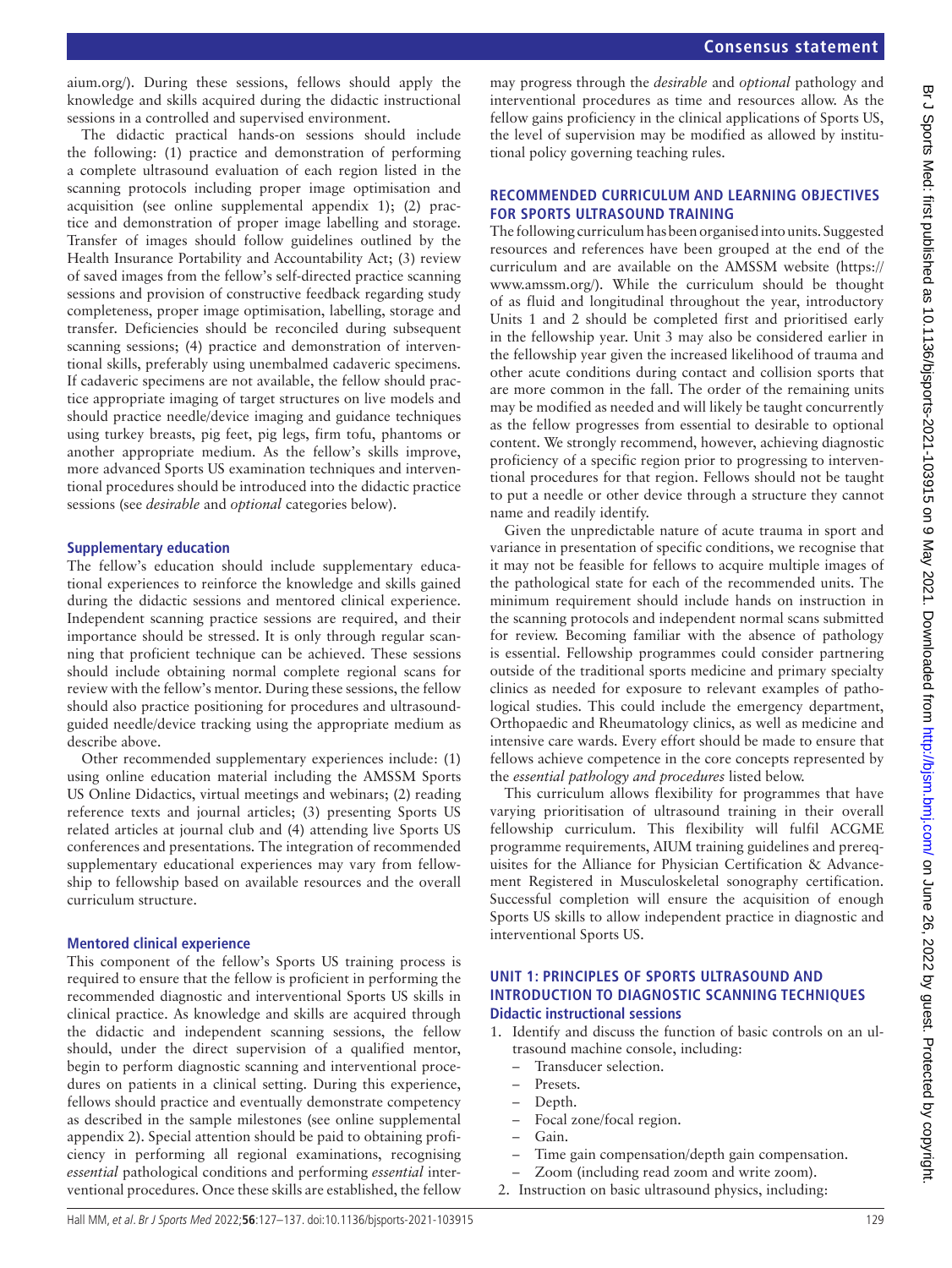aium.org/). During these sessions, fellows should apply the knowledge and skills acquired during the didactic instructional sessions in a controlled and supervised environment.

The didactic practical hands-on sessions should include the following: (1) practice and demonstration of performing a complete ultrasound evaluation of each region listed in the scanning protocols including proper image optimisation and acquisition (see online supplemental appendix 1); (2) practice and demonstration of proper image labelling and storage. Transfer of images should follow guidelines outlined by the Health Insurance Portability and Accountability Act; (3) review of saved images from the fellow's self-directed practice scanning sessions and provision of constructive feedback regarding study completeness, proper image optimisation, labelling, storage and transfer. Deficiencies should be reconciled during subsequent scanning sessions; (4) practice and demonstration of interventional skills, preferably using unembalmed cadaveric specimens. If cadaveric specimens are not available, the fellow should practice appropriate imaging of target structures on live models and should practice needle/device imaging and guidance techniques using turkey breasts, pig feet, pig legs, firm tofu, phantoms or another appropriate medium. As the fellow's skills improve, more advanced Sports US examination techniques and interventional procedures should be introduced into the didactic practice sessions (see *desirable* and *optional* categories below).

### Supplementary education

The fellow's education should include supplementary educational experiences to reinforce the knowledge and skills gained during the didactic sessions and mentored clinical experience. Independent scanning practice sessions are required, and their importance should be stressed. It is only through regular scanning that proficient technique can be achieved. These sessions should include obtaining normal complete regional scans for review with the fellow's mentor. During these sessions, the fellow should also practice positioning for procedures and ultrasound-guided needle/device tracking using the appropriate medium as describe above.

Other recommended supplementary experiences include: (1) using online education material including the AMSSM Sports US Online Didactics, virtual meetings and webinars; (2) reading reference texts and journal articles; (3) presenting Sports US related articles at journal club and (4) attending live Sports US conferences and presentations. The integration of recommended supplementary educational experiences may vary from fellowship to fellowship based on available resources and the overall curriculum structure.

### Mentored clinical experience

This component of the fellow's Sports US training process is required to ensure that the fellow is proficient in performing the recommended diagnostic and interventional Sports US skills in clinical practice. As knowledge and skills are acquired through the didactic and independent scanning sessions, the fellow should, under the direct supervision of a qualified mentor, begin to perform diagnostic scanning and interventional procedures on patients in a clinical setting. During this experience, fellows should practice and eventually demonstrate competency as described in the sample milestones (see online supplemental appendix 2). Special attention should be paid to obtaining proficiency in performing all regional examinations, recognising *essential* pathological conditions and performing *essential* interventional procedures. Once these skills are established, the fellow may progress through the *desirable* and *optional* pathology and interventional procedures as time and resources allow. As the fellow gains proficiency in the clinical applications of Sports US, the level of supervision may be modified as allowed by institutional policy governing teaching rules.

## RECOMMENDED CURRICULUM AND LEARNING OBJECTIVES FOR SPORTS ULTRASOUND TRAINING

The following curriculum has been organised into units. Suggested resources and references have been grouped at the end of the curriculum and are available on the AMSSM website (https://www.amssm.org/). While the curriculum should be thought of as fluid and longitudinal throughout the year, introductory Units 1 and 2 should be completed first and prioritised early in the fellowship year. Unit 3 may also be considered earlier in the fellowship year given the increased likelihood of trauma and other acute conditions during contact and collision sports that are more common in the fall. The order of the remaining units may be modified as needed and will likely be taught concurrently as the fellow progresses from essential to desirable to optional content. We strongly recommend, however, achieving diagnostic proficiency of a specific region prior to progressing to interventional procedures for that region. Fellows should not be taught to put a needle or other device through a structure they cannot name and readily identify.

Given the unpredictable nature of acute trauma in sport and variance in presentation of specific conditions, we recognise that it may not be feasible for fellows to acquire multiple images of the pathological state for each of the recommended units. The minimum requirement should include hands on instruction in the scanning protocols and independent normal scans submitted for review. Becoming familiar with the absence of pathology is essential. Fellowship programmes could consider partnering outside of the traditional sports medicine and primary specialty clinics as needed for exposure to relevant examples of pathological studies. This could include the emergency department, Orthopaedic and Rheumatology clinics, as well as medicine and intensive care wards. Every effort should be made to ensure that fellows achieve competence in the core concepts represented by the *essential pathology and procedures* listed below.

This curriculum allows flexibility for programmes that have varying prioritisation of ultrasound training in their overall fellowship curriculum. This flexibility will fulfil ACGME programme requirements, AIUM training guidelines and prerequisites for the Alliance for Physician Certification & Advancement Registered in Musculoskeletal sonography certification. Successful completion will ensure the acquisition of enough Sports US skills to allow independent practice in diagnostic and interventional Sports US.

## UNIT 1: PRINCIPLES OF SPORTS ULTRASOUND AND INTRODUCTION TO DIAGNOSTIC SCANNING TECHNIQUES

### Didactic instructional sessions

1. Identify and discuss the function of basic controls on an ultrasound machine console, including:
   - Transducer selection.
   - Presets.
   - Depth.
   - Focal zone/focal region.
   - Gain.
   - Time gain compensation/depth gain compensation.
   - Zoom (including read zoom and write zoom).
2. Instruction on basic ultrasound physics, including: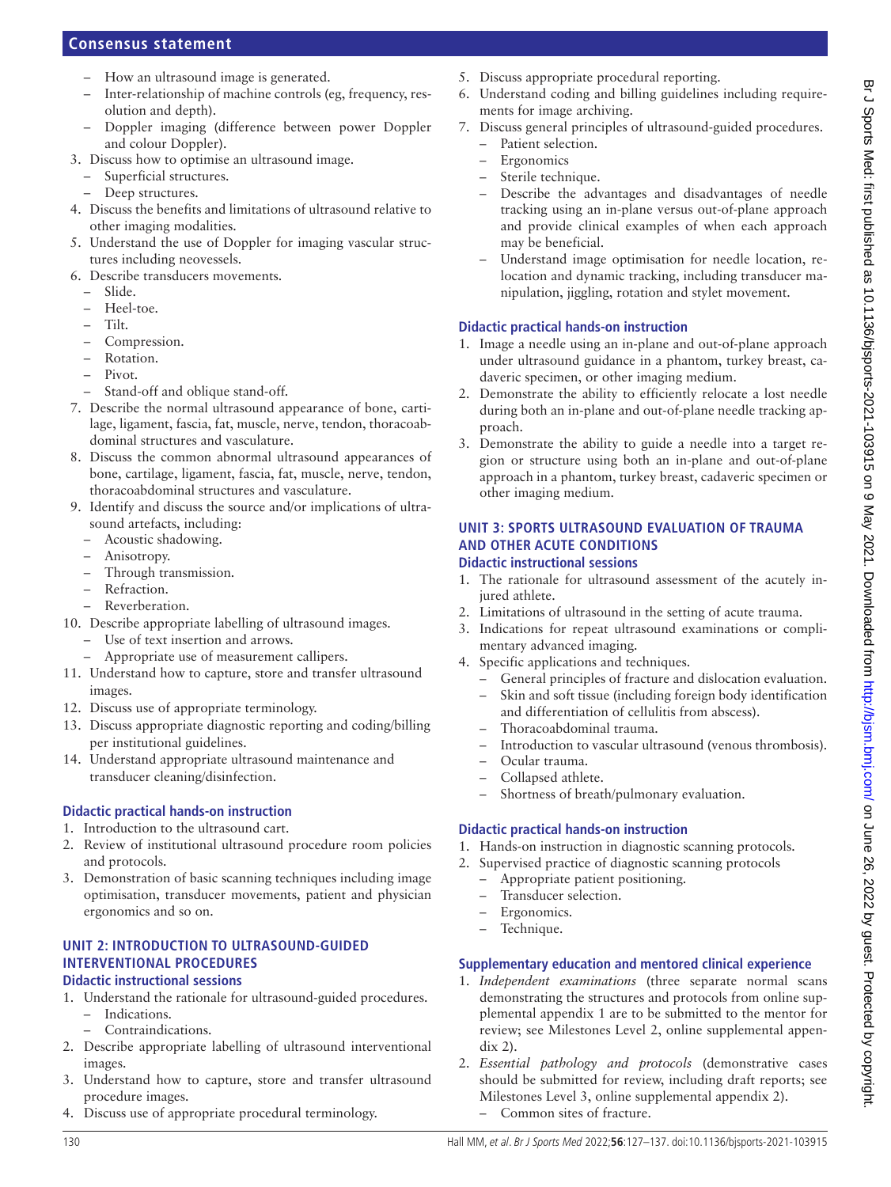- How an ultrasound image is generated.
- Inter-relationship of machine controls (eg, frequency, resolution and depth).
- Doppler imaging (difference between power Doppler and colour Doppler).

3. Discuss how to optimise an ultrasound image.
   - Superficial structures.
   - Deep structures.
4. Discuss the benefits and limitations of ultrasound relative to other imaging modalities.
5. Understand the use of Doppler for imaging vascular structures including neovessels.
6. Describe transducers movements.
   - Slide.
   - Heel-toe.
   - Tilt.
   - Compression.
   - Rotation.
   - Pivot.
   - Stand-off and oblique stand-off.
7. Describe the normal ultrasound appearance of bone, cartilage, ligament, fascia, fat, muscle, nerve, tendon, thoracoabdominal structures and vasculature.
8. Discuss the common abnormal ultrasound appearances of bone, cartilage, ligament, fascia, fat, muscle, nerve, tendon, thoracoabdominal structures and vasculature.
9. Identify and discuss the source and/or implications of ultrasound artefacts, including:
   - Acoustic shadowing.
   - Anisotropy.
   - Through transmission.
   - Refraction.
   - Reverberation.
10. Describe appropriate labelling of ultrasound images.
    - Use of text insertion and arrows.
    - Appropriate use of measurement callipers.
11. Understand how to capture, store and transfer ultrasound images.
12. Discuss use of appropriate terminology.
13. Discuss appropriate diagnostic reporting and coding/billing per institutional guidelines.
14. Understand appropriate ultrasound maintenance and transducer cleaning/disinfection.

### Didactic practical hands-on instruction

1. Introduction to the ultrasound cart.
2. Review of institutional ultrasound procedure room policies and protocols.
3. Demonstration of basic scanning techniques including image optimisation, transducer movements, patient and physician ergonomics and so on.

## UNIT 2: INTRODUCTION TO ULTRASOUND-GUIDED INTERVENTIONAL PROCEDURES

### Didactic instructional sessions

1. Understand the rationale for ultrasound-guided procedures.
   - Indications.
   - Contraindications.
2. Describe appropriate labelling of ultrasound interventional images.
3. Understand how to capture, store and transfer ultrasound procedure images.
4. Discuss use of appropriate procedural terminology.
5. Discuss appropriate procedural reporting.
6. Understand coding and billing guidelines including requirements for image archiving.
7. Discuss general principles of ultrasound-guided procedures.
   - Patient selection.
   - Ergonomics
   - Sterile technique.
   - Describe the advantages and disadvantages of needle tracking using an in-plane versus out-of-plane approach and provide clinical examples of when each approach may be beneficial.
   - Understand image optimisation for needle location, relocation and dynamic tracking, including transducer manipulation, jiggling, rotation and stylet movement.

### Didactic practical hands-on instruction

1. Image a needle using an in-plane and out-of-plane approach under ultrasound guidance in a phantom, turkey breast, cadaveric specimen, or other imaging medium.
2. Demonstrate the ability to efficiently relocate a lost needle during both an in-plane and out-of-plane needle tracking approach.
3. Demonstrate the ability to guide a needle into a target region or structure using both an in-plane and out-of-plane approach in a phantom, turkey breast, cadaveric specimen or other imaging medium.

## UNIT 3: SPORTS ULTRASOUND EVALUATION OF TRAUMA AND OTHER ACUTE CONDITIONS

### Didactic instructional sessions

1. The rationale for ultrasound assessment of the acutely injured athlete.
2. Limitations of ultrasound in the setting of acute trauma.
3. Indications for repeat ultrasound examinations or complimentary advanced imaging.
4. Specific applications and techniques.
   - General principles of fracture and dislocation evaluation.
   - Skin and soft tissue (including foreign body identification and differentiation of cellulitis from abscess).
   - Thoracoabdominal trauma.
   - Introduction to vascular ultrasound (venous thrombosis).
   - Ocular trauma.
   - Collapsed athlete.
   - Shortness of breath/pulmonary evaluation.

### Didactic practical hands-on instruction

1. Hands-on instruction in diagnostic scanning protocols.
2. Supervised practice of diagnostic scanning protocols
   - Appropriate patient positioning.
   - Transducer selection.
   - Ergonomics.
   - Technique.

### Supplementary education and mentored clinical experience

1. *Independent examinations* (three separate normal scans demonstrating the structures and protocols from online supplemental appendix 1 are to be submitted to the mentor for review; see Milestones Level 2, online supplemental appendix 2).
2. *Essential pathology and protocols* (demonstrative cases should be submitted for review, including draft reports; see Milestones Level 3, online supplemental appendix 2).
   - Common sites of fracture.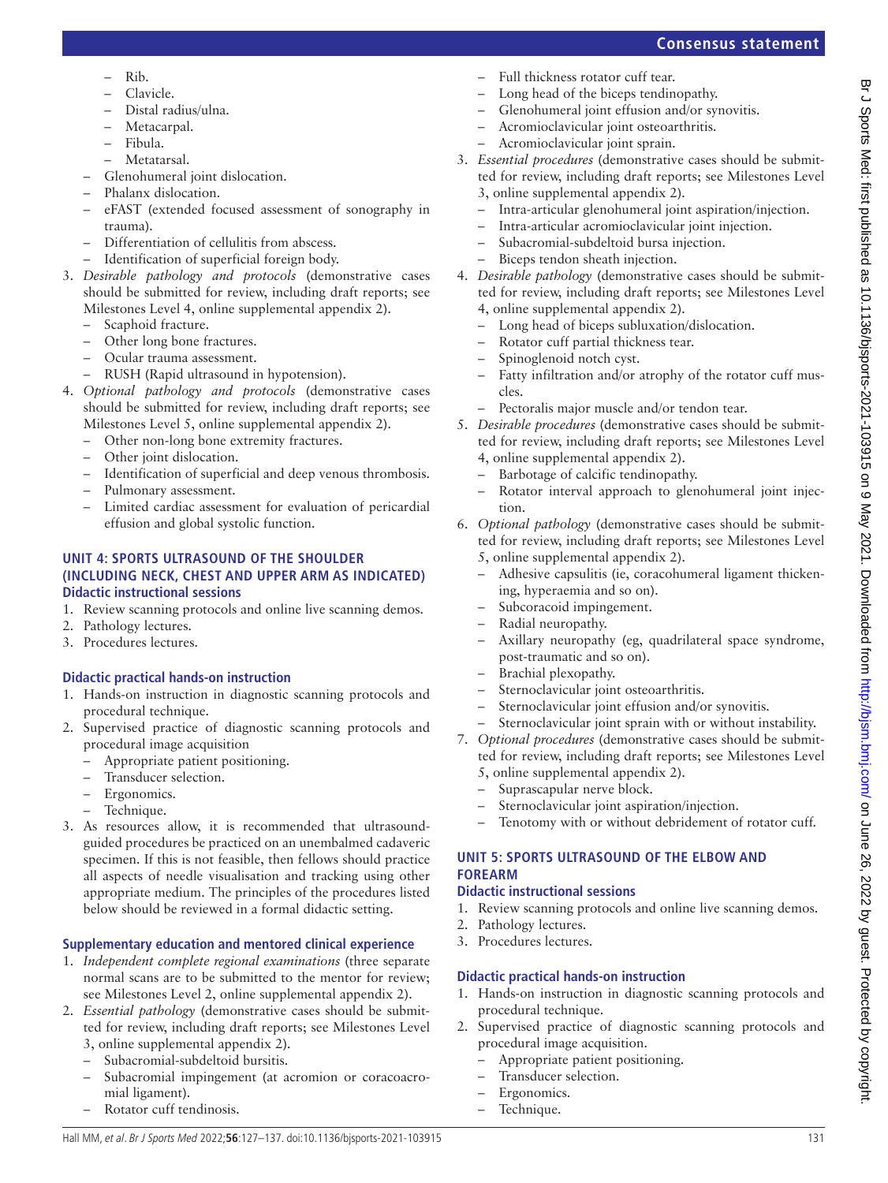- Rib.
  - Clavicle.
  - Distal radius/ulna.
  - Metacarpal.
  - Fibula.
  - Metatarsal.
- Glenohumeral joint dislocation.
- Phalanx dislocation.
- eFAST (extended focused assessment of sonography in trauma).
- Differentiation of cellulitis from abscess.
- Identification of superficial foreign body.

3. *Desirable pathology and protocols* (demonstrative cases should be submitted for review, including draft reports; see Milestones Level 4, online supplemental appendix 2).
   - Scaphoid fracture.
   - Other long bone fractures.
   - Ocular trauma assessment.
   - RUSH (Rapid ultrasound in hypotension).
4. *Optional pathology and protocols* (demonstrative cases should be submitted for review, including draft reports; see Milestones Level 5, online supplemental appendix 2).
   - Other non-long bone extremity fractures.
   - Other joint dislocation.
   - Identification of superficial and deep venous thrombosis.
   - Pulmonary assessment.
   - Limited cardiac assessment for evaluation of pericardial effusion and global systolic function.

## UNIT 4: SPORTS ULTRASOUND OF THE SHOULDER (INCLUDING NECK, CHEST AND UPPER ARM AS INDICATED)

### Didactic instructional sessions

1. Review scanning protocols and online live scanning demos.
2. Pathology lectures.
3. Procedures lectures.

### Didactic practical hands-on instruction

1. Hands-on instruction in diagnostic scanning protocols and procedural technique.
2. Supervised practice of diagnostic scanning protocols and procedural image acquisition
   - Appropriate patient positioning.
   - Transducer selection.
   - Ergonomics.
   - Technique.
3. As resources allow, it is recommended that ultrasound-guided procedures be practiced on an unembalmed cadaveric specimen. If this is not feasible, then fellows should practice all aspects of needle visualisation and tracking using other appropriate medium. The principles of the procedures listed below should be reviewed in a formal didactic setting.

### Supplementary education and mentored clinical experience

1. *Independent complete regional examinations* (three separate normal scans are to be submitted to the mentor for review; see Milestones Level 2, online supplemental appendix 2).
2. *Essential pathology* (demonstrative cases should be submitted for review, including draft reports; see Milestones Level 3, online supplemental appendix 2).
   - Subacromial-subdeltoid bursitis.
   - Subacromial impingement (at acromion or coracoacromial ligament).
   - Rotator cuff tendinosis.
   - Full thickness rotator cuff tear.
   - Long head of the biceps tendinopathy.
   - Glenohumeral joint effusion and/or synovitis.
   - Acromioclavicular joint osteoarthritis.
   - Acromioclavicular joint sprain.
3. *Essential procedures* (demonstrative cases should be submitted for review, including draft reports; see Milestones Level 3, online supplemental appendix 2).
   - Intra-articular glenohumeral joint aspiration/injection.
   - Intra-articular acromioclavicular joint injection.
   - Subacromial-subdeltoid bursa injection.
   - Biceps tendon sheath injection.
4. *Desirable pathology* (demonstrative cases should be submitted for review, including draft reports; see Milestones Level 4, online supplemental appendix 2).
   - Long head of biceps subluxation/dislocation.
   - Rotator cuff partial thickness tear.
   - Spinoglenoid notch cyst.
   - Fatty infiltration and/or atrophy of the rotator cuff muscles.
   - Pectoralis major muscle and/or tendon tear.
5. *Desirable procedures* (demonstrative cases should be submitted for review, including draft reports; see Milestones Level 4, online supplemental appendix 2).
   - Barbotage of calcific tendinopathy.
   - Rotator interval approach to glenohumeral joint injection.
6. *Optional pathology* (demonstrative cases should be submitted for review, including draft reports; see Milestones Level 5, online supplemental appendix 2).
   - Adhesive capsulitis (ie, coracohumeral ligament thickening, hyperaemia and so on).
   - Subcoracoid impingement.
   - Radial neuropathy.
   - Axillary neuropathy (eg, quadrilateral space syndrome, post-traumatic and so on).
   - Brachial plexopathy.
   - Sternoclavicular joint osteoarthritis.
   - Sternoclavicular joint effusion and/or synovitis.
   - Sternoclavicular joint sprain with or without instability.
7. *Optional procedures* (demonstrative cases should be submitted for review, including draft reports; see Milestones Level 5, online supplemental appendix 2).
   - Suprascapular nerve block.
   - Sternoclavicular joint aspiration/injection.
   - Tenotomy with or without debridement of rotator cuff.

## UNIT 5: SPORTS ULTRASOUND OF THE ELBOW AND FOREARM

### Didactic instructional sessions

1. Review scanning protocols and online live scanning demos.
2. Pathology lectures.
3. Procedures lectures.

### Didactic practical hands-on instruction

1. Hands-on instruction in diagnostic scanning protocols and procedural technique.
2. Supervised practice of diagnostic scanning protocols and procedural image acquisition.
   - Appropriate patient positioning.
   - Transducer selection.
   - Ergonomics.
   - Technique.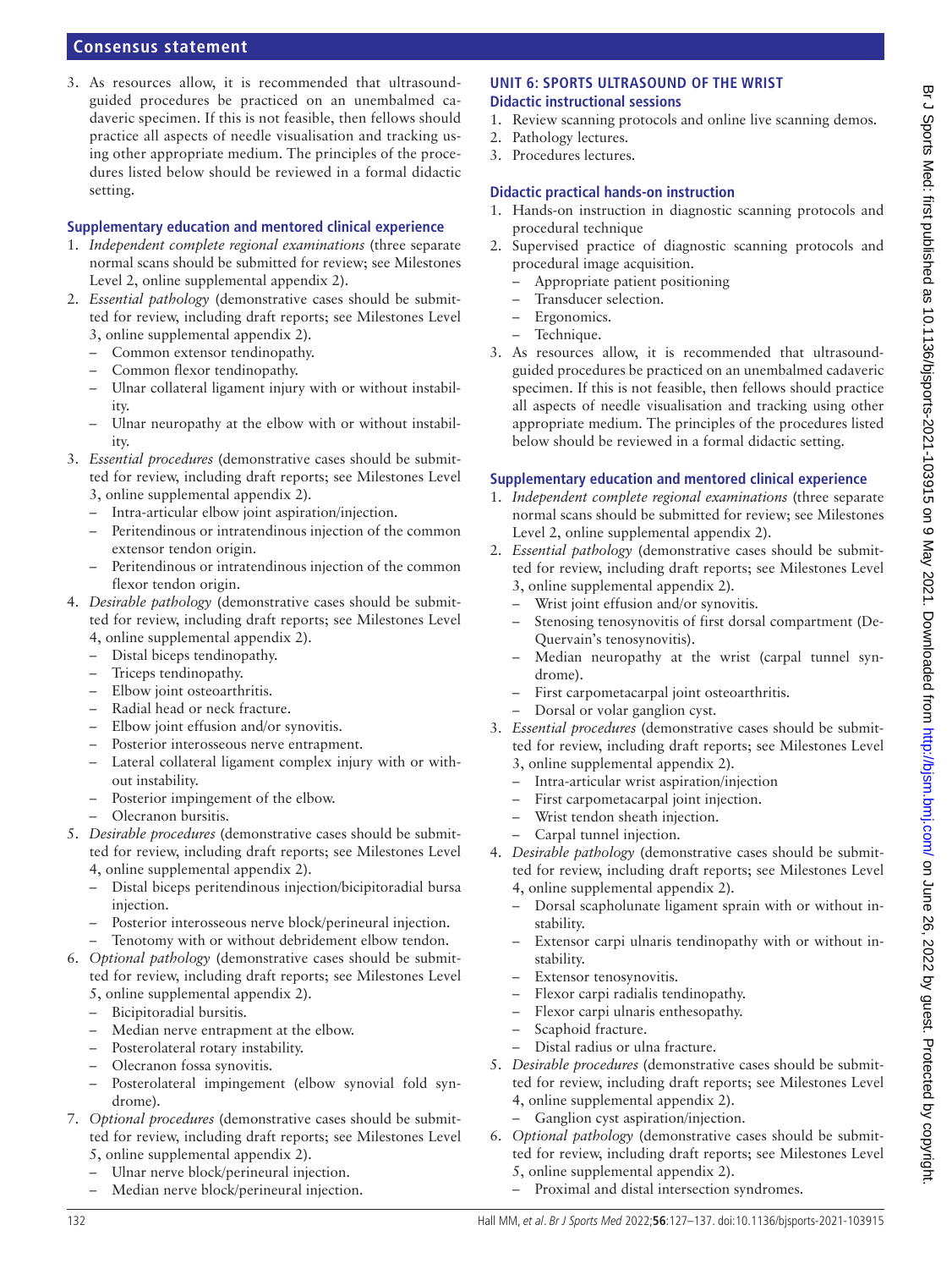3. As resources allow, it is recommended that ultrasound-guided procedures be practiced on an unembalmed cadaveric specimen. If this is not feasible, then fellows should practice all aspects of needle visualisation and tracking using other appropriate medium. The principles of the procedures listed below should be reviewed in a formal didactic setting.

### Supplementary education and mentored clinical experience

1. *Independent complete regional examinations* (three separate normal scans should be submitted for review; see Milestones Level 2, online supplemental appendix 2).
2. *Essential pathology* (demonstrative cases should be submitted for review, including draft reports; see Milestones Level 3, online supplemental appendix 2).
   - Common extensor tendinopathy.
   - Common flexor tendinopathy.
   - Ulnar collateral ligament injury with or without instability.
   - Ulnar neuropathy at the elbow with or without instability.
3. *Essential procedures* (demonstrative cases should be submitted for review, including draft reports; see Milestones Level 3, online supplemental appendix 2).
   - Intra-articular elbow joint aspiration/injection.
   - Peritendinous or intratendinous injection of the common extensor tendon origin.
   - Peritendinous or intratendinous injection of the common flexor tendon origin.
4. *Desirable pathology* (demonstrative cases should be submitted for review, including draft reports; see Milestones Level 4, online supplemental appendix 2).
   - Distal biceps tendinopathy.
   - Triceps tendinopathy.
   - Elbow joint osteoarthritis.
   - Radial head or neck fracture.
   - Elbow joint effusion and/or synovitis.
   - Posterior interosseous nerve entrapment.
   - Lateral collateral ligament complex injury with or without instability.
   - Posterior impingement of the elbow.
   - Olecranon bursitis.
5. *Desirable procedures* (demonstrative cases should be submitted for review, including draft reports; see Milestones Level 4, online supplemental appendix 2).
   - Distal biceps peritendinous injection/bicipitoradial bursa injection.
   - Posterior interosseous nerve block/perineural injection.
   - Tenotomy with or without debridement elbow tendon.
6. *Optional pathology* (demonstrative cases should be submitted for review, including draft reports; see Milestones Level 5, online supplemental appendix 2).
   - Bicipitoradial bursitis.
   - Median nerve entrapment at the elbow.
   - Posterolateral rotary instability.
   - Olecranon fossa synovitis.
   - Posterolateral impingement (elbow synovial fold syndrome).
7. *Optional procedures* (demonstrative cases should be submitted for review, including draft reports; see Milestones Level 5, online supplemental appendix 2).
   - Ulnar nerve block/perineural injection.
   - Median nerve block/perineural injection.

## UNIT 6: SPORTS ULTRASOUND OF THE WRIST

### Didactic instructional sessions

1. Review scanning protocols and online live scanning demos.
2. Pathology lectures.
3. Procedures lectures.

### Didactic practical hands-on instruction

1. Hands-on instruction in diagnostic scanning protocols and procedural technique
2. Supervised practice of diagnostic scanning protocols and procedural image acquisition.
   - Appropriate patient positioning
   - Transducer selection.
   - Ergonomics.
   - Technique.
3. As resources allow, it is recommended that ultrasound-guided procedures be practiced on an unembalmed cadaveric specimen. If this is not feasible, then fellows should practice all aspects of needle visualisation and tracking using other appropriate medium. The principles of the procedures listed below should be reviewed in a formal didactic setting.

### Supplementary education and mentored clinical experience

1. *Independent complete regional examinations* (three separate normal scans should be submitted for review; see Milestones Level 2, online supplemental appendix 2).
2. *Essential pathology* (demonstrative cases should be submitted for review, including draft reports; see Milestones Level 3, online supplemental appendix 2).
   - Wrist joint effusion and/or synovitis.
   - Stenosing tenosynovitis of first dorsal compartment (De-Quervain's tenosynovitis).
   - Median neuropathy at the wrist (carpal tunnel syndrome).
   - First carpometacarpal joint osteoarthritis.
   - Dorsal or volar ganglion cyst.
3. *Essential procedures* (demonstrative cases should be submitted for review, including draft reports; see Milestones Level 3, online supplemental appendix 2).
   - Intra-articular wrist aspiration/injection
   - First carpometacarpal joint injection.
   - Wrist tendon sheath injection.
   - Carpal tunnel injection.
4. *Desirable pathology* (demonstrative cases should be submitted for review, including draft reports; see Milestones Level 4, online supplemental appendix 2).
   - Dorsal scapholunate ligament sprain with or without instability.
   - Extensor carpi ulnaris tendinopathy with or without instability.
   - Extensor tenosynovitis.
   - Flexor carpi radialis tendinopathy.
   - Flexor carpi ulnaris enthesopathy.
   - Scaphoid fracture.
   - Distal radius or ulna fracture.
5. *Desirable procedures* (demonstrative cases should be submitted for review, including draft reports; see Milestones Level 4, online supplemental appendix 2).
   - Ganglion cyst aspiration/injection.
6. *Optional pathology* (demonstrative cases should be submitted for review, including draft reports; see Milestones Level 5, online supplemental appendix 2).
   - Proximal and distal intersection syndromes.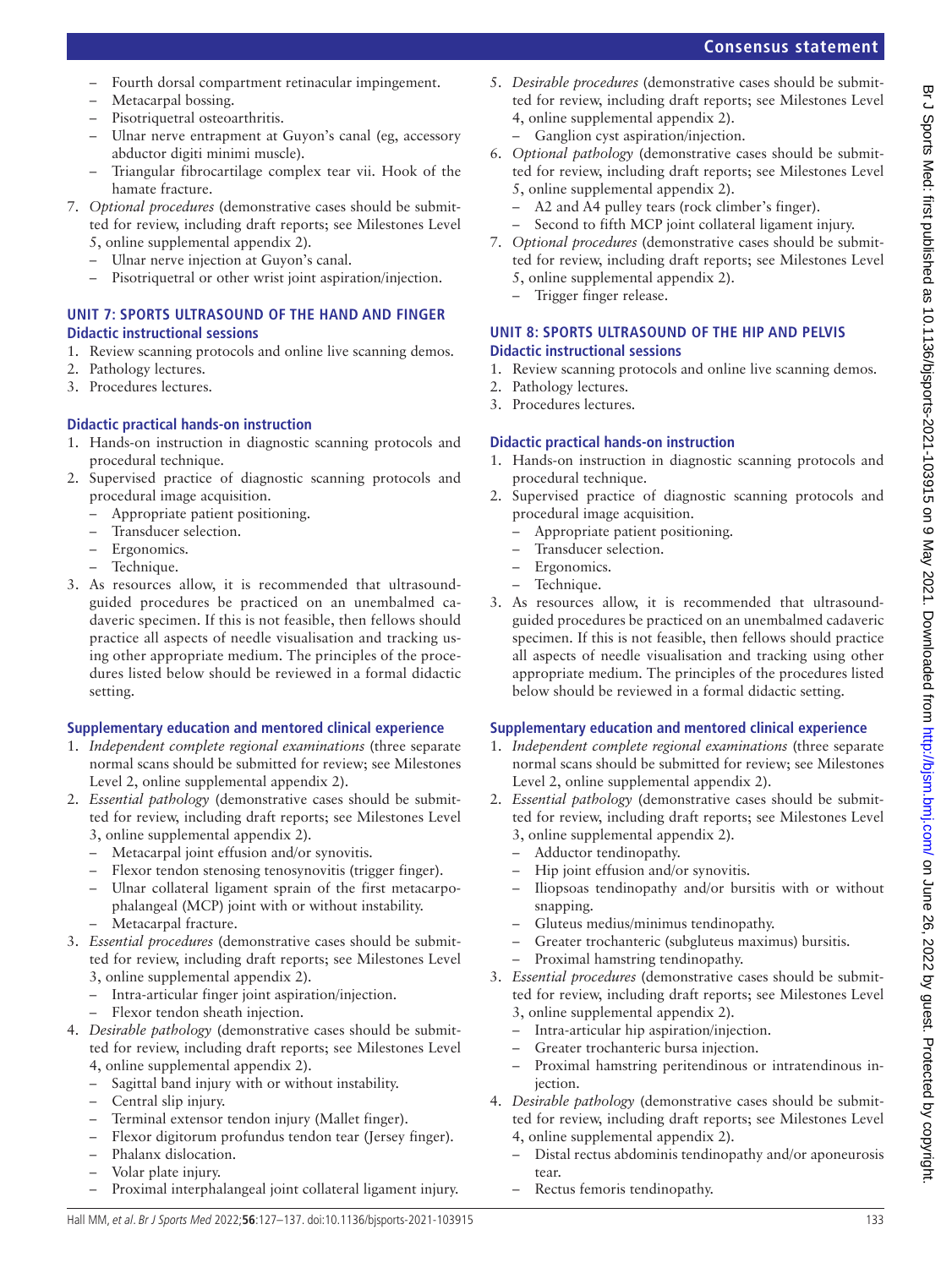- Fourth dorsal compartment retinacular impingement.
- Metacarpal bossing.
- Pisotriquetral osteoarthritis.
- Ulnar nerve entrapment at Guyon's canal (eg, accessory abductor digiti minimi muscle).
- Triangular fibrocartilage complex tear vii. Hook of the hamate fracture.

7. *Optional procedures* (demonstrative cases should be submitted for review, including draft reports; see Milestones Level 5, online supplemental appendix 2).
   - Ulnar nerve injection at Guyon's canal.
   - Pisotriquetral or other wrist joint aspiration/injection.

## UNIT 7: SPORTS ULTRASOUND OF THE HAND AND FINGER

### Didactic instructional sessions

1. Review scanning protocols and online live scanning demos.
2. Pathology lectures.
3. Procedures lectures.

### Didactic practical hands-on instruction

1. Hands-on instruction in diagnostic scanning protocols and procedural technique.
2. Supervised practice of diagnostic scanning protocols and procedural image acquisition.
   - Appropriate patient positioning.
   - Transducer selection.
   - Ergonomics.
   - Technique.
3. As resources allow, it is recommended that ultrasound-guided procedures be practiced on an unembalmed cadaveric specimen. If this is not feasible, then fellows should practice all aspects of needle visualisation and tracking using other appropriate medium. The principles of the procedures listed below should be reviewed in a formal didactic setting.

### Supplementary education and mentored clinical experience

1. *Independent complete regional examinations* (three separate normal scans should be submitted for review; see Milestones Level 2, online supplemental appendix 2).
2. *Essential pathology* (demonstrative cases should be submitted for review, including draft reports; see Milestones Level 3, online supplemental appendix 2).
   - Metacarpal joint effusion and/or synovitis.
   - Flexor tendon stenosing tenosynovitis (trigger finger).
   - Ulnar collateral ligament sprain of the first metacarpophalangeal (MCP) joint with or without instability.
   - Metacarpal fracture.
3. *Essential procedures* (demonstrative cases should be submitted for review, including draft reports; see Milestones Level 3, online supplemental appendix 2).
   - Intra-articular finger joint aspiration/injection.
   - Flexor tendon sheath injection.
4. *Desirable pathology* (demonstrative cases should be submitted for review, including draft reports; see Milestones Level 4, online supplemental appendix 2).
   - Sagittal band injury with or without instability.
   - Central slip injury.
   - Terminal extensor tendon injury (Mallet finger).
   - Flexor digitorum profundus tendon tear (Jersey finger).
   - Phalanx dislocation.
   - Volar plate injury.
   - Proximal interphalangeal joint collateral ligament injury.
5. *Desirable procedures* (demonstrative cases should be submitted for review, including draft reports; see Milestones Level 4, online supplemental appendix 2).
   - Ganglion cyst aspiration/injection.
6. *Optional pathology* (demonstrative cases should be submitted for review, including draft reports; see Milestones Level 5, online supplemental appendix 2).
   - A2 and A4 pulley tears (rock climber's finger).
   - Second to fifth MCP joint collateral ligament injury.
7. *Optional procedures* (demonstrative cases should be submitted for review, including draft reports; see Milestones Level 5, online supplemental appendix 2).
   - Trigger finger release.

## UNIT 8: SPORTS ULTRASOUND OF THE HIP AND PELVIS

### Didactic instructional sessions

1. Review scanning protocols and online live scanning demos.
2. Pathology lectures.
3. Procedures lectures.

### Didactic practical hands-on instruction

1. Hands-on instruction in diagnostic scanning protocols and procedural technique.
2. Supervised practice of diagnostic scanning protocols and procedural image acquisition.
   - Appropriate patient positioning.
   - Transducer selection.
   - Ergonomics.
   - Technique.
3. As resources allow, it is recommended that ultrasound-guided procedures be practiced on an unembalmed cadaveric specimen. If this is not feasible, then fellows should practice all aspects of needle visualisation and tracking using other appropriate medium. The principles of the procedures listed below should be reviewed in a formal didactic setting.

### Supplementary education and mentored clinical experience

1. *Independent complete regional examinations* (three separate normal scans should be submitted for review; see Milestones Level 2, online supplemental appendix 2).
2. *Essential pathology* (demonstrative cases should be submitted for review, including draft reports; see Milestones Level 3, online supplemental appendix 2).
   - Adductor tendinopathy.
   - Hip joint effusion and/or synovitis.
   - Iliopsoas tendinopathy and/or bursitis with or without snapping.
   - Gluteus medius/minimus tendinopathy.
   - Greater trochanteric (subgluteus maximus) bursitis.
   - Proximal hamstring tendinopathy.
3. *Essential procedures* (demonstrative cases should be submitted for review, including draft reports; see Milestones Level 3, online supplemental appendix 2).
   - Intra-articular hip aspiration/injection.
   - Greater trochanteric bursa injection.
   - Proximal hamstring peritendinous or intratendinous injection.
4. *Desirable pathology* (demonstrative cases should be submitted for review, including draft reports; see Milestones Level 4, online supplemental appendix 2).
   - Distal rectus abdominis tendinopathy and/or aponeurosis tear.
   - Rectus femoris tendinopathy.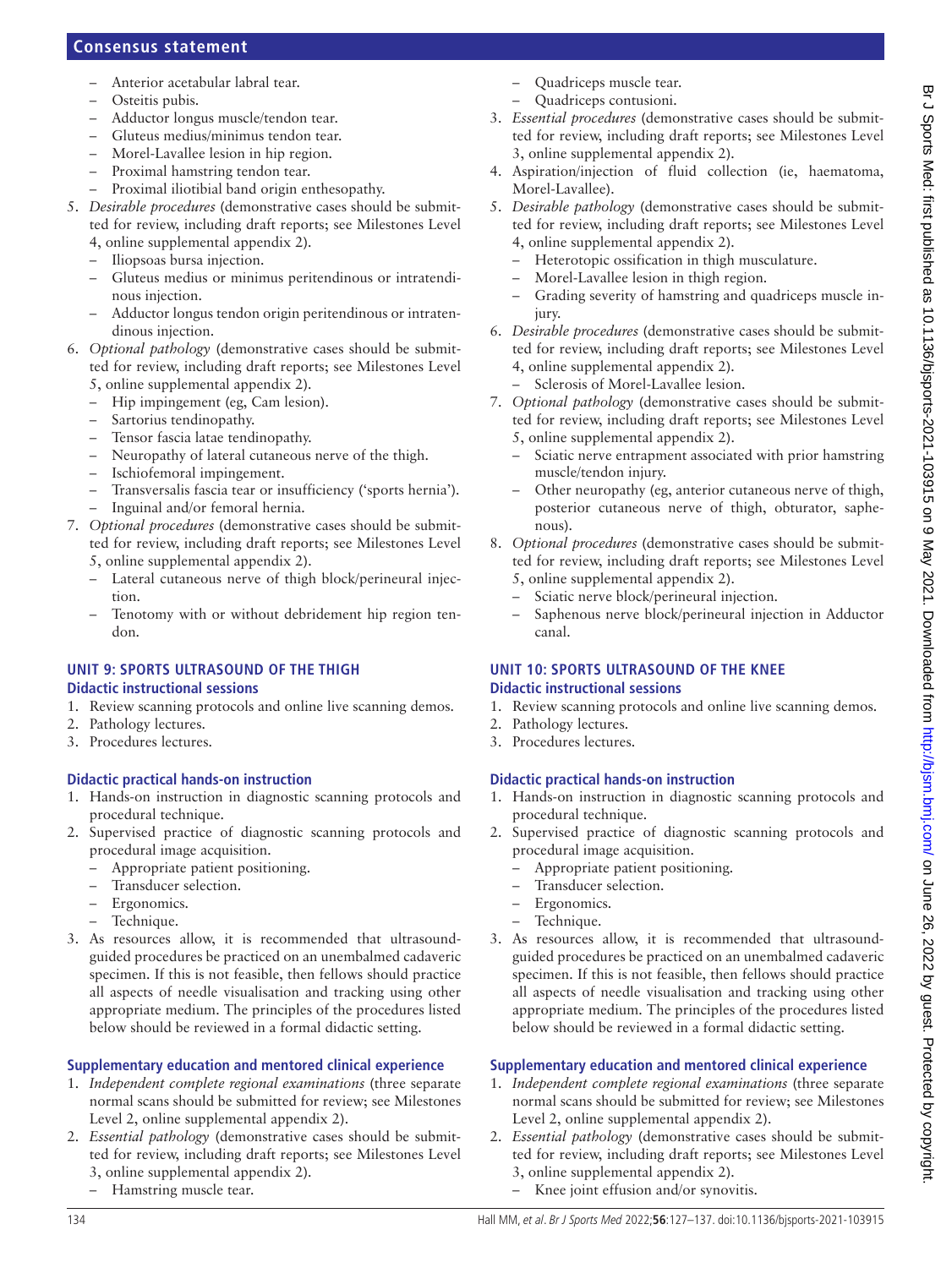- Anterior acetabular labral tear.
- Osteitis pubis.
- Adductor longus muscle/tendon tear.
- Gluteus medius/minimus tendon tear.
- Morel-Lavallee lesion in hip region.
- Proximal hamstring tendon tear.
- Proximal iliotibial band origin enthesopathy.

5. *Desirable procedures* (demonstrative cases should be submitted for review, including draft reports; see Milestones Level 4, online supplemental appendix 2).
   - Iliopsoas bursa injection.
   - Gluteus medius or minimus peritendinous or intratendinous injection.
   - Adductor longus tendon origin peritendinous or intratendinous injection.
6. *Optional pathology* (demonstrative cases should be submitted for review, including draft reports; see Milestones Level 5, online supplemental appendix 2).
   - Hip impingement (eg, Cam lesion).
   - Sartorius tendinopathy.
   - Tensor fascia latae tendinopathy.
   - Neuropathy of lateral cutaneous nerve of the thigh.
   - Ischiofemoral impingement.
   - Transversalis fascia tear or insufficiency ('sports hernia').
   - Inguinal and/or femoral hernia.
7. *Optional procedures* (demonstrative cases should be submitted for review, including draft reports; see Milestones Level 5, online supplemental appendix 2).
   - Lateral cutaneous nerve of thigh block/perineural injection.
   - Tenotomy with or without debridement hip region tendon.

## UNIT 9: SPORTS ULTRASOUND OF THE THIGH

### Didactic instructional sessions

1. Review scanning protocols and online live scanning demos.
2. Pathology lectures.
3. Procedures lectures.

### Didactic practical hands-on instruction

1. Hands-on instruction in diagnostic scanning protocols and procedural technique.
2. Supervised practice of diagnostic scanning protocols and procedural image acquisition.
   - Appropriate patient positioning.
   - Transducer selection.
   - Ergonomics.
   - Technique.
3. As resources allow, it is recommended that ultrasound-guided procedures be practiced on an unembalmed cadaveric specimen. If this is not feasible, then fellows should practice all aspects of needle visualisation and tracking using other appropriate medium. The principles of the procedures listed below should be reviewed in a formal didactic setting.

### Supplementary education and mentored clinical experience

1. *Independent complete regional examinations* (three separate normal scans should be submitted for review; see Milestones Level 2, online supplemental appendix 2).
2. *Essential pathology* (demonstrative cases should be submitted for review, including draft reports; see Milestones Level 3, online supplemental appendix 2).
   - Hamstring muscle tear.
   - Quadriceps muscle tear.
   - Quadriceps contusioni.
3. *Essential procedures* (demonstrative cases should be submitted for review, including draft reports; see Milestones Level 3, online supplemental appendix 2).
4. Aspiration/injection of fluid collection (ie, haematoma, Morel-Lavallee).
5. *Desirable pathology* (demonstrative cases should be submitted for review, including draft reports; see Milestones Level 4, online supplemental appendix 2).
   - Heterotopic ossification in thigh musculature.
   - Morel-Lavallee lesion in thigh region.
   - Grading severity of hamstring and quadriceps muscle injury.
6. *Desirable procedures* (demonstrative cases should be submitted for review, including draft reports; see Milestones Level 4, online supplemental appendix 2).
   - Sclerosis of Morel-Lavallee lesion.
7. *Optional pathology* (demonstrative cases should be submitted for review, including draft reports; see Milestones Level 5, online supplemental appendix 2).
   - Sciatic nerve entrapment associated with prior hamstring muscle/tendon injury.
   - Other neuropathy (eg, anterior cutaneous nerve of thigh, posterior cutaneous nerve of thigh, obturator, saphenous).
8. *Optional procedures* (demonstrative cases should be submitted for review, including draft reports; see Milestones Level 5, online supplemental appendix 2).
   - Sciatic nerve block/perineural injection.
   - Saphenous nerve block/perineural injection in Adductor canal.

## UNIT 10: SPORTS ULTRASOUND OF THE KNEE

### Didactic instructional sessions

1. Review scanning protocols and online live scanning demos.
2. Pathology lectures.
3. Procedures lectures.

### Didactic practical hands-on instruction

1. Hands-on instruction in diagnostic scanning protocols and procedural technique.
2. Supervised practice of diagnostic scanning protocols and procedural image acquisition.
   - Appropriate patient positioning.
   - Transducer selection.
   - Ergonomics.
   - Technique.
3. As resources allow, it is recommended that ultrasound-guided procedures be practiced on an unembalmed cadaveric specimen. If this is not feasible, then fellows should practice all aspects of needle visualisation and tracking using other appropriate medium. The principles of the procedures listed below should be reviewed in a formal didactic setting.

### Supplementary education and mentored clinical experience

1. *Independent complete regional examinations* (three separate normal scans should be submitted for review; see Milestones Level 2, online supplemental appendix 2).
2. *Essential pathology* (demonstrative cases should be submitted for review, including draft reports; see Milestones Level 3, online supplemental appendix 2).
   - Knee joint effusion and/or synovitis.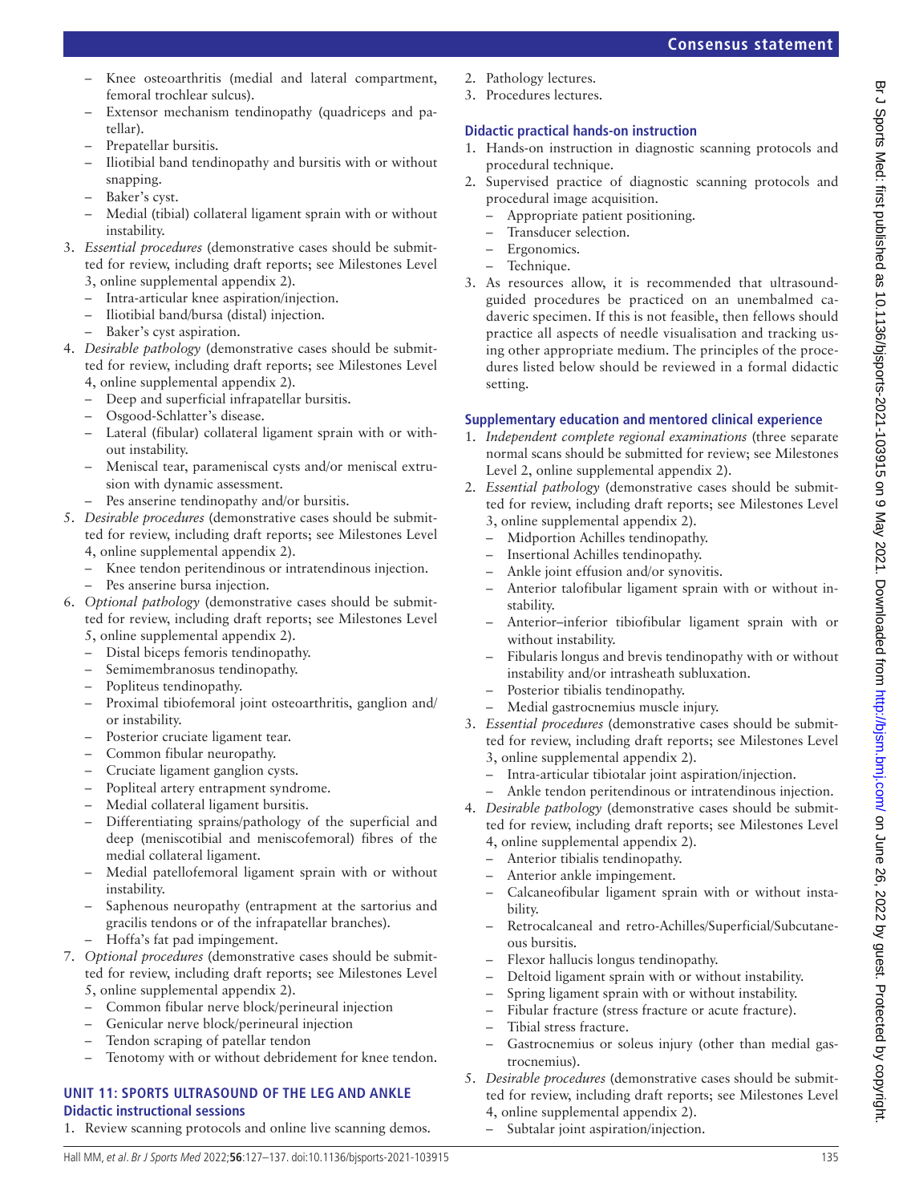- Knee osteoarthritis (medial and lateral compartment, femoral trochlear sulcus).
- Extensor mechanism tendinopathy (quadriceps and patellar).
- Prepatellar bursitis.
- Iliotibial band tendinopathy and bursitis with or without snapping.
- Baker's cyst.
- Medial (tibial) collateral ligament sprain with or without instability.

3. *Essential procedures* (demonstrative cases should be submitted for review, including draft reports; see Milestones Level 3, online supplemental appendix 2).
   - Intra-articular knee aspiration/injection.
   - Iliotibial band/bursa (distal) injection.
   - Baker's cyst aspiration.
4. *Desirable pathology* (demonstrative cases should be submitted for review, including draft reports; see Milestones Level 4, online supplemental appendix 2).
   - Deep and superficial infrapatellar bursitis.
   - Osgood-Schlatter's disease.
   - Lateral (fibular) collateral ligament sprain with or without instability.
   - Meniscal tear, parameniscal cysts and/or meniscal extrusion with dynamic assessment.
   - Pes anserine tendinopathy and/or bursitis.
5. *Desirable procedures* (demonstrative cases should be submitted for review, including draft reports; see Milestones Level 4, online supplemental appendix 2).
   - Knee tendon peritendinous or intratendinous injection.
   - Pes anserine bursa injection.
6. *Optional pathology* (demonstrative cases should be submitted for review, including draft reports; see Milestones Level 5, online supplemental appendix 2).
   - Distal biceps femoris tendinopathy.
   - Semimembranosus tendinopathy.
   - Popliteus tendinopathy.
   - Proximal tibiofemoral joint osteoarthritis, ganglion and/or instability.
   - Posterior cruciate ligament tear.
   - Common fibular neuropathy.
   - Cruciate ligament ganglion cysts.
   - Popliteal artery entrapment syndrome.
   - Medial collateral ligament bursitis.
   - Differentiating sprains/pathology of the superficial and deep (meniscotibial and meniscofemoral) fibres of the medial collateral ligament.
   - Medial patellofemoral ligament sprain with or without instability.
   - Saphenous neuropathy (entrapment at the sartorius and gracilis tendons or of the infrapatellar branches).
   - Hoffa's fat pad impingement.
7. *Optional procedures* (demonstrative cases should be submitted for review, including draft reports; see Milestones Level 5, online supplemental appendix 2).
   - Common fibular nerve block/perineural injection
   - Genicular nerve block/perineural injection
   - Tendon scraping of patellar tendon
   - Tenotomy with or without debridement for knee tendon.

## UNIT 11: SPORTS ULTRASOUND OF THE LEG AND ANKLE

### Didactic instructional sessions

1. Review scanning protocols and online live scanning demos.
2. Pathology lectures.
3. Procedures lectures.

### Didactic practical hands-on instruction

1. Hands-on instruction in diagnostic scanning protocols and procedural technique.
2. Supervised practice of diagnostic scanning protocols and procedural image acquisition.
   - Appropriate patient positioning.
   - Transducer selection.
   - Ergonomics.
   - Technique.
3. As resources allow, it is recommended that ultrasound-guided procedures be practiced on an unembalmed cadaveric specimen. If this is not feasible, then fellows should practice all aspects of needle visualisation and tracking using other appropriate medium. The principles of the procedures listed below should be reviewed in a formal didactic setting.

### Supplementary education and mentored clinical experience

1. *Independent complete regional examinations* (three separate normal scans should be submitted for review; see Milestones Level 2, online supplemental appendix 2).
2. *Essential pathology* (demonstrative cases should be submitted for review, including draft reports; see Milestones Level 3, online supplemental appendix 2).
   - Midportion Achilles tendinopathy.
   - Insertional Achilles tendinopathy.
   - Ankle joint effusion and/or synovitis.
   - Anterior talofibular ligament sprain with or without instability.
   - Anterior–inferior tibiofibular ligament sprain with or without instability.
   - Fibularis longus and brevis tendinopathy with or without instability and/or intrasheath subluxation.
   - Posterior tibialis tendinopathy.
   - Medial gastrocnemius muscle injury.
3. *Essential procedures* (demonstrative cases should be submitted for review, including draft reports; see Milestones Level 3, online supplemental appendix 2).
   - Intra-articular tibiotalar joint aspiration/injection.
   - Ankle tendon peritendinous or intratendinous injection.
4. *Desirable pathology* (demonstrative cases should be submitted for review, including draft reports; see Milestones Level 4, online supplemental appendix 2).
   - Anterior tibialis tendinopathy.
   - Anterior ankle impingement.
   - Calcaneofibular ligament sprain with or without instability.
   - Retrocalcaneal and retro-Achilles/Superficial/Subcutaneous bursitis.
   - Flexor hallucis longus tendinopathy.
   - Deltoid ligament sprain with or without instability.
   - Spring ligament sprain with or without instability.
   - Fibular fracture (stress fracture or acute fracture).
   - Tibial stress fracture.
   - Gastrocnemius or soleus injury (other than medial gastrocnemius).
5. *Desirable procedures* (demonstrative cases should be submitted for review, including draft reports; see Milestones Level 4, online supplemental appendix 2).
   - Subtalar joint aspiration/injection.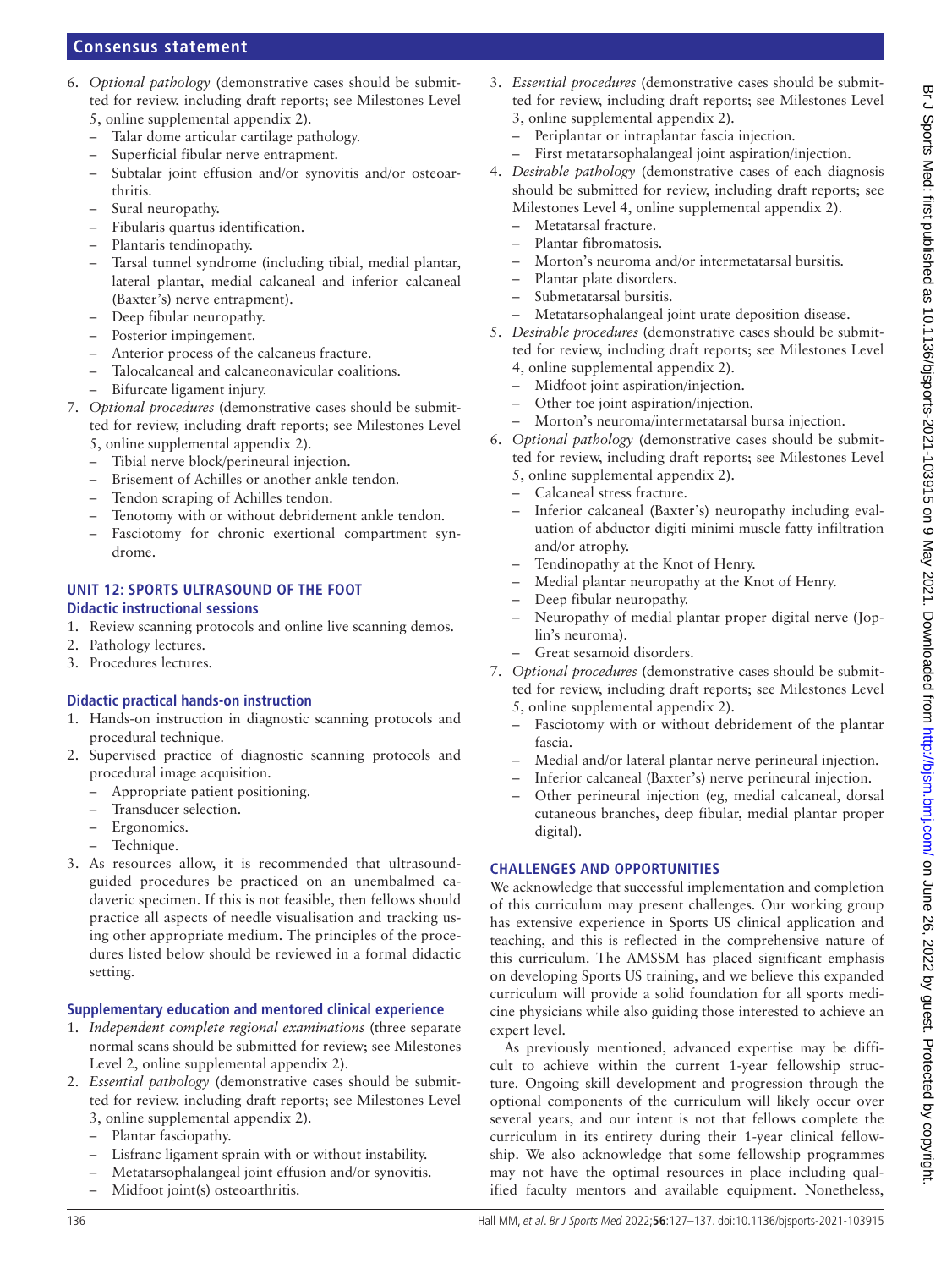6. *Optional pathology* (demonstrative cases should be submitted for review, including draft reports; see Milestones Level 5, online supplemental appendix 2).
   - Talar dome articular cartilage pathology.
   - Superficial fibular nerve entrapment.
   - Subtalar joint effusion and/or synovitis and/or osteoarthritis.
   - Sural neuropathy.
   - Fibularis quartus identification.
   - Plantaris tendinopathy.
   - Tarsal tunnel syndrome (including tibial, medial plantar, lateral plantar, medial calcaneal and inferior calcaneal (Baxter's) nerve entrapment).
   - Deep fibular neuropathy.
   - Posterior impingement.
   - Anterior process of the calcaneus fracture.
   - Talocalcaneal and calcaneonavicular coalitions.
   - Bifurcate ligament injury.
7. *Optional procedures* (demonstrative cases should be submitted for review, including draft reports; see Milestones Level 5, online supplemental appendix 2).
   - Tibial nerve block/perineural injection.
   - Brisement of Achilles or another ankle tendon.
   - Tendon scraping of Achilles tendon.
   - Tenotomy with or without debridement ankle tendon.
   - Fasciotomy for chronic exertional compartment syndrome.

## UNIT 12: SPORTS ULTRASOUND OF THE FOOT

### Didactic instructional sessions

1. Review scanning protocols and online live scanning demos.
2. Pathology lectures.
3. Procedures lectures.

### Didactic practical hands-on instruction

1. Hands-on instruction in diagnostic scanning protocols and procedural technique.
2. Supervised practice of diagnostic scanning protocols and procedural image acquisition.
   - Appropriate patient positioning.
   - Transducer selection.
   - Ergonomics.
   - Technique.
3. As resources allow, it is recommended that ultrasound-guided procedures be practiced on an unembalmed cadaveric specimen. If this is not feasible, then fellows should practice all aspects of needle visualisation and tracking using other appropriate medium. The principles of the procedures listed below should be reviewed in a formal didactic setting.

### Supplementary education and mentored clinical experience

1. *Independent complete regional examinations* (three separate normal scans should be submitted for review; see Milestones Level 2, online supplemental appendix 2).
2. *Essential pathology* (demonstrative cases should be submitted for review, including draft reports; see Milestones Level 3, online supplemental appendix 2).
   - Plantar fasciopathy.
   - Lisfranc ligament sprain with or without instability.
   - Metatarsophalangeal joint effusion and/or synovitis.
   - Midfoot joint(s) osteoarthritis.
3. *Essential procedures* (demonstrative cases should be submitted for review, including draft reports; see Milestones Level 3, online supplemental appendix 2).
   - Periplantar or intraplantar fascia injection.
   - First metatarsophalangeal joint aspiration/injection.
4. *Desirable pathology* (demonstrative cases of each diagnosis should be submitted for review, including draft reports; see Milestones Level 4, online supplemental appendix 2).
   - Metatarsal fracture.
   - Plantar fibromatosis.
   - Morton's neuroma and/or intermetatarsal bursitis.
   - Plantar plate disorders.
   - Submetatarsal bursitis.
   - Metatarsophalangeal joint urate deposition disease.
5. *Desirable procedures* (demonstrative cases should be submitted for review, including draft reports; see Milestones Level 4, online supplemental appendix 2).
   - Midfoot joint aspiration/injection.
   - Other toe joint aspiration/injection.
   - Morton's neuroma/intermetatarsal bursa injection.
6. *Optional pathology* (demonstrative cases should be submitted for review, including draft reports; see Milestones Level 5, online supplemental appendix 2).
   - Calcaneal stress fracture.
   - Inferior calcaneal (Baxter's) neuropathy including evaluation of abductor digiti minimi muscle fatty infiltration and/or atrophy.
   - Tendinopathy at the Knot of Henry.
   - Medial plantar neuropathy at the Knot of Henry.
   - Deep fibular neuropathy.
   - Neuropathy of medial plantar proper digital nerve (Joplin's neuroma).
   - Great sesamoid disorders.
7. *Optional procedures* (demonstrative cases should be submitted for review, including draft reports; see Milestones Level 5, online supplemental appendix 2).
   - Fasciotomy with or without debridement of the plantar fascia.
   - Medial and/or lateral plantar nerve perineural injection.
   - Inferior calcaneal (Baxter's) nerve perineural injection.
   - Other perineural injection (eg, medial calcaneal, dorsal cutaneous branches, deep fibular, medial plantar proper digital).

## CHALLENGES AND OPPORTUNITIES

We acknowledge that successful implementation and completion of this curriculum may present challenges. Our working group has extensive experience in Sports US clinical application and teaching, and this is reflected in the comprehensive nature of this curriculum. The AMSSM has placed significant emphasis on developing Sports US training, and we believe this expanded curriculum will provide a solid foundation for all sports medicine physicians while also guiding those interested to achieve an expert level.

As previously mentioned, advanced expertise may be difficult to achieve within the current 1-year fellowship structure. Ongoing skill development and progression through the optional components of the curriculum will likely occur over several years, and our intent is not that fellows complete the curriculum in its entirety during their 1-year clinical fellowship. We also acknowledge that some fellowship programmes may not have the optimal resources in place including qualified faculty mentors and available equipment. Nonetheless,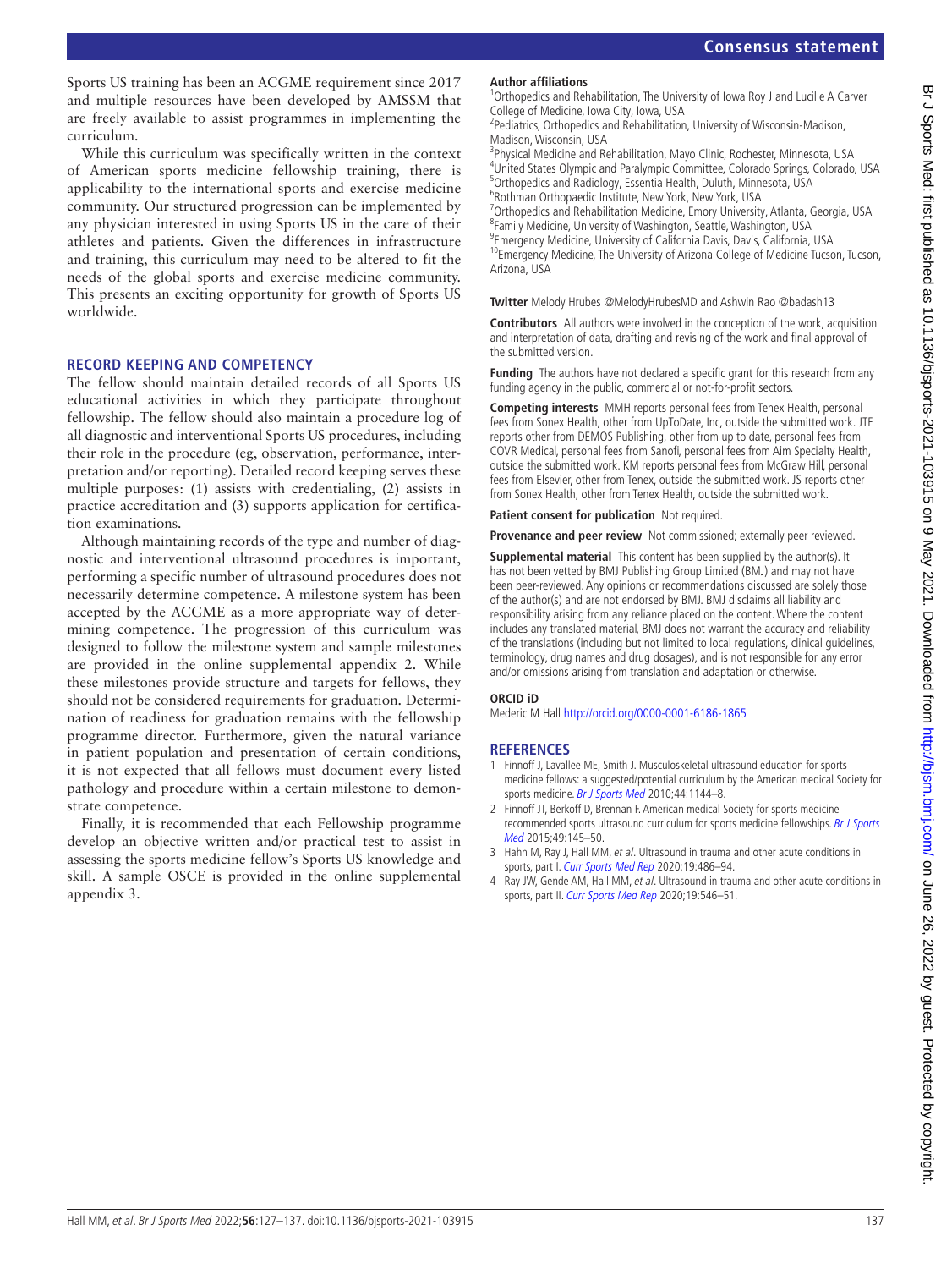Sports US training has been an ACGME requirement since 2017 and multiple resources have been developed by AMSSM that are freely available to assist programmes in implementing the curriculum.

While this curriculum was specifically written in the context of American sports medicine fellowship training, there is applicability to the international sports and exercise medicine community. Our structured progression can be implemented by any physician interested in using Sports US in the care of their athletes and patients. Given the differences in infrastructure and training, this curriculum may need to be altered to fit the needs of the global sports and exercise medicine community. This presents an exciting opportunity for growth of Sports US worldwide.

## RECORD KEEPING AND COMPETENCY

The fellow should maintain detailed records of all Sports US educational activities in which they participate throughout fellowship. The fellow should also maintain a procedure log of all diagnostic and interventional Sports US procedures, including their role in the procedure (eg, observation, performance, interpretation and/or reporting). Detailed record keeping serves these multiple purposes: (1) assists with credentialing, (2) assists in practice accreditation and (3) supports application for certification examinations.

Although maintaining records of the type and number of diagnostic and interventional ultrasound procedures is important, performing a specific number of ultrasound procedures does not necessarily determine competence. A milestone system has been accepted by the ACGME as a more appropriate way of determining competence. The progression of this curriculum was designed to follow the milestone system and sample milestones are provided in the online supplemental appendix 2. While these milestones provide structure and targets for fellows, they should not be considered requirements for graduation. Determination of readiness for graduation remains with the fellowship programme director. Furthermore, given the natural variance in patient population and presentation of certain conditions, it is not expected that all fellows must document every listed pathology and procedure within a certain milestone to demonstrate competence.

Finally, it is recommended that each Fellowship programme develop an objective written and/or practical test to assist in assessing the sports medicine fellow's Sports US knowledge and skill. A sample OSCE is provided in the online supplemental appendix 3.

**Author affiliations**

[1]Orthopedics and Rehabilitation, The University of Iowa Roy J and Lucille A Carver College of Medicine, Iowa City, Iowa, USA
[2]Pediatrics, Orthopedics and Rehabilitation, University of Wisconsin-Madison, Madison, Wisconsin, USA
[3]Physical Medicine and Rehabilitation, Mayo Clinic, Rochester, Minnesota, USA
[4]United States Olympic and Paralympic Committee, Colorado Springs, Colorado, USA
[5]Orthopedics and Radiology, Essentia Health, Duluth, Minnesota, USA
[6]Rothman Orthopaedic Institute, New York, New York, USA
[7]Orthopedics and Rehabilitation Medicine, Emory University, Atlanta, Georgia, USA
[8]Family Medicine, University of Washington, Seattle, Washington, USA
[9]Emergency Medicine, University of California Davis, Davis, California, USA
[10]Emergency Medicine, The University of Arizona College of Medicine Tucson, Tucson, Arizona, USA

**Twitter** Melody Hrubes @MelodyHrubesMD and Ashwin Rao @badash13

**Contributors** All authors were involved in the conception of the work, acquisition and interpretation of data, drafting and revising of the work and final approval of the submitted version.

**Funding** The authors have not declared a specific grant for this research from any funding agency in the public, commercial or not-for-profit sectors.

**Competing interests** MMH reports personal fees from Tenex Health, personal fees from Sonex Health, other from UpToDate, Inc, outside the submitted work. JTF reports other from DEMOS Publishing, other from up to date, personal fees from COVR Medical, personal fees from Sanofi, personal fees from Aim Specialty Health, outside the submitted work. KM reports personal fees from McGraw Hill, personal fees from Elsevier, other from Tenex, outside the submitted work. JS reports other from Sonex Health, other from Tenex Health, outside the submitted work.

**Patient consent for publication** Not required.

**Provenance and peer review** Not commissioned; externally peer reviewed.

**Supplemental material** This content has been supplied by the author(s). It has not been vetted by BMJ Publishing Group Limited (BMJ) and may not have been peer-reviewed. Any opinions or recommendations discussed are solely those of the author(s) and are not endorsed by BMJ. BMJ disclaims all liability and responsibility arising from any reliance placed on the content. Where the content includes any translated material, BMJ does not warrant the accuracy and reliability of the translations (including but not limited to local regulations, clinical guidelines, terminology, drug names and drug dosages), and is not responsible for any error and/or omissions arising from translation and adaptation or otherwise.

**ORCID iD**

Mederic M Hall http://orcid.org/0000-0001-6186-1865

## REFERENCES

1. Finnoff J, Lavallee ME, Smith J. Musculoskeletal ultrasound education for sports medicine fellows: a suggested/potential curriculum by the American medical Society for sports medicine. *Br J Sports Med* 2010;44:1144–8.
2. Finnoff JT, Berkoff D, Brennan F. American medical Society for sports medicine recommended sports ultrasound curriculum for sports medicine fellowships. *Br J Sports Med* 2015;49:145–50.
3. Hahn M, Ray J, Hall MM, *et al*. Ultrasound in trauma and other acute conditions in sports, part I. *Curr Sports Med Rep* 2020;19:486–94.
4. Ray JW, Gende AM, Hall MM, *et al*. Ultrasound in trauma and other acute conditions in sports, part II. *Curr Sports Med Rep* 2020;19:546–51.